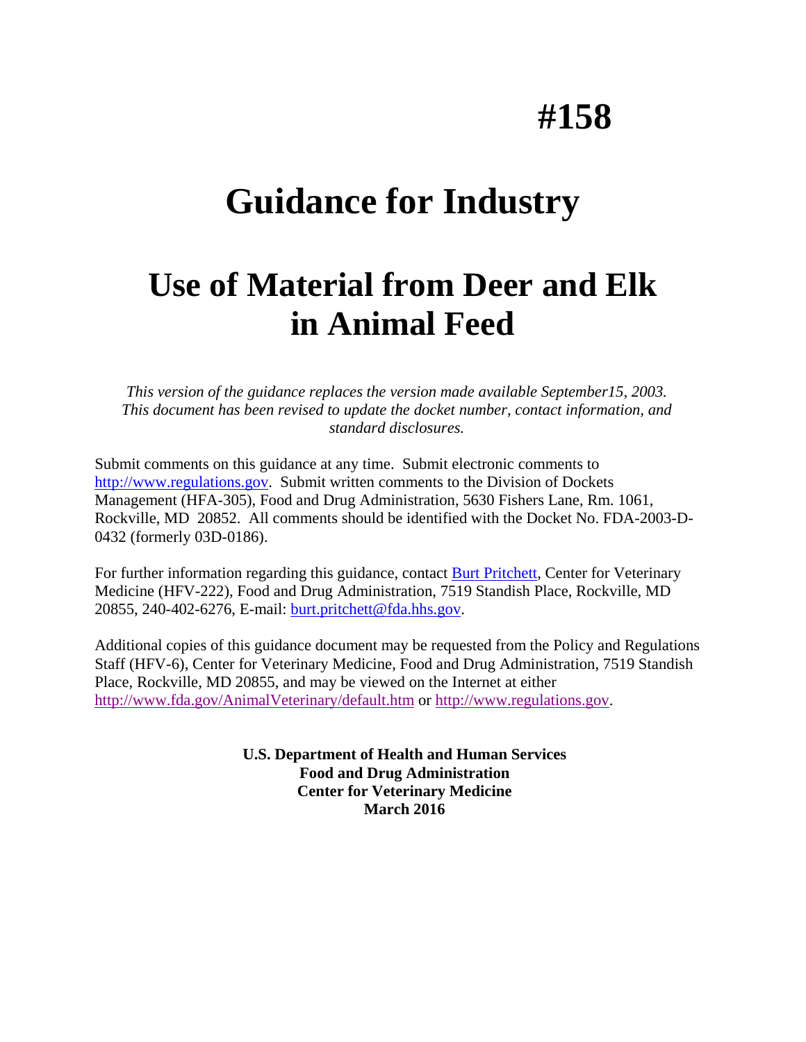# #158

# Guidance for Industry

# Use of Material from Deer and Elk in Animal Feed

*This version of the guidance replaces the version made available September15, 2003. This document has been revised to update the docket number, contact information, and standard disclosures.*

Submit comments on this guidance at any time. Submit electronic comments to http://www.regulations.gov. Submit written comments to the Division of Dockets Management (HFA-305), Food and Drug Administration, 5630 Fishers Lane, Rm. 1061, Rockville, MD 20852. All comments should be identified with the Docket No. FDA-2003-D-0432 (formerly 03D-0186).

For further information regarding this guidance, contact Burt Pritchett, Center for Veterinary Medicine (HFV-222), Food and Drug Administration, 7519 Standish Place, Rockville, MD 20855, 240-402-6276, E-mail: burt.pritchett@fda.hhs.gov.

Additional copies of this guidance document may be requested from the Policy and Regulations Staff (HFV-6), Center for Veterinary Medicine, Food and Drug Administration, 7519 Standish Place, Rockville, MD 20855, and may be viewed on the Internet at either http://www.fda.gov/AnimalVeterinary/default.htm or http://www.regulations.gov.

**U.S. Department of Health and Human Services**
**Food and Drug Administration**
**Center for Veterinary Medicine**
**March 2016**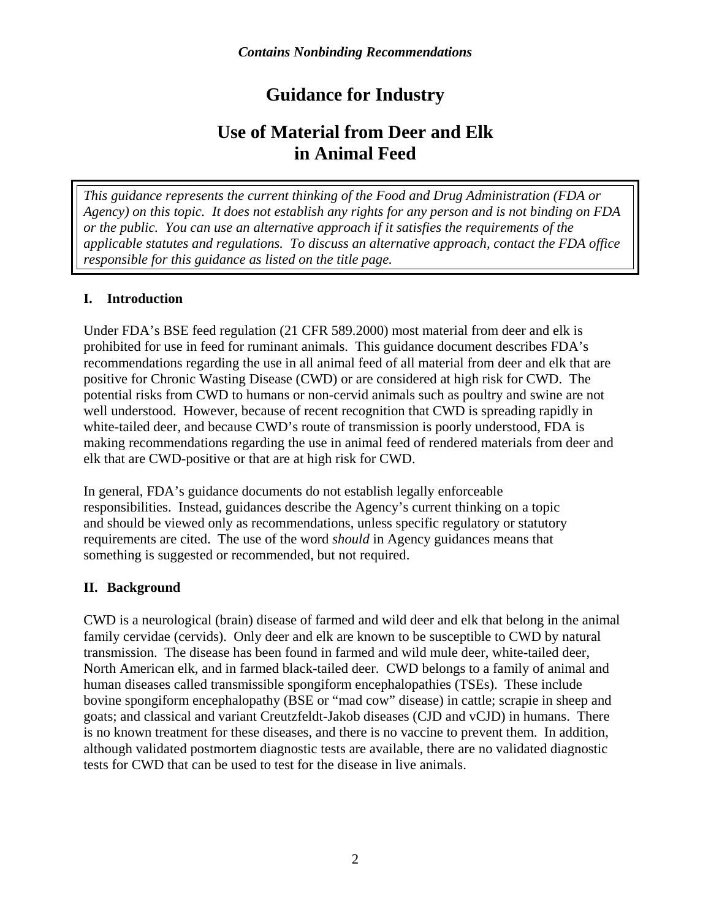*Contains Nonbinding Recommendations*

# Guidance for Industry

# Use of Material from Deer and Elk in Animal Feed

*This guidance represents the current thinking of the Food and Drug Administration (FDA or Agency) on this topic. It does not establish any rights for any person and is not binding on FDA or the public. You can use an alternative approach if it satisfies the requirements of the applicable statutes and regulations. To discuss an alternative approach, contact the FDA office responsible for this guidance as listed on the title page.*

## I. Introduction

Under FDA's BSE feed regulation (21 CFR 589.2000) most material from deer and elk is prohibited for use in feed for ruminant animals. This guidance document describes FDA's recommendations regarding the use in all animal feed of all material from deer and elk that are positive for Chronic Wasting Disease (CWD) or are considered at high risk for CWD. The potential risks from CWD to humans or non-cervid animals such as poultry and swine are not well understood. However, because of recent recognition that CWD is spreading rapidly in white-tailed deer, and because CWD's route of transmission is poorly understood, FDA is making recommendations regarding the use in animal feed of rendered materials from deer and elk that are CWD-positive or that are at high risk for CWD.

In general, FDA's guidance documents do not establish legally enforceable responsibilities. Instead, guidances describe the Agency's current thinking on a topic and should be viewed only as recommendations, unless specific regulatory or statutory requirements are cited. The use of the word *should* in Agency guidances means that something is suggested or recommended, but not required.

## II. Background

CWD is a neurological (brain) disease of farmed and wild deer and elk that belong in the animal family cervidae (cervids). Only deer and elk are known to be susceptible to CWD by natural transmission. The disease has been found in farmed and wild mule deer, white-tailed deer, North American elk, and in farmed black-tailed deer. CWD belongs to a family of animal and human diseases called transmissible spongiform encephalopathies (TSEs). These include bovine spongiform encephalopathy (BSE or "mad cow" disease) in cattle; scrapie in sheep and goats; and classical and variant Creutzfeldt-Jakob diseases (CJD and vCJD) in humans. There is no known treatment for these diseases, and there is no vaccine to prevent them. In addition, although validated postmortem diagnostic tests are available, there are no validated diagnostic tests for CWD that can be used to test for the disease in live animals.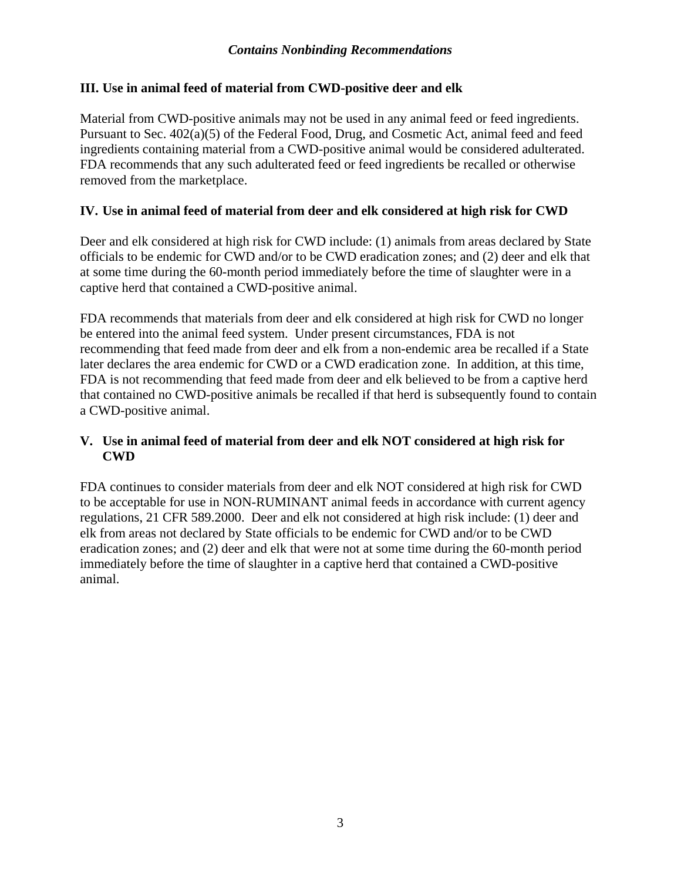## III. Use in animal feed of material from CWD-positive deer and elk

Material from CWD-positive animals may not be used in any animal feed or feed ingredients. Pursuant to Sec. 402(a)(5) of the Federal Food, Drug, and Cosmetic Act, animal feed and feed ingredients containing material from a CWD-positive animal would be considered adulterated. FDA recommends that any such adulterated feed or feed ingredients be recalled or otherwise removed from the marketplace.

## IV. Use in animal feed of material from deer and elk considered at high risk for CWD

Deer and elk considered at high risk for CWD include: (1) animals from areas declared by State officials to be endemic for CWD and/or to be CWD eradication zones; and (2) deer and elk that at some time during the 60-month period immediately before the time of slaughter were in a captive herd that contained a CWD-positive animal.

FDA recommends that materials from deer and elk considered at high risk for CWD no longer be entered into the animal feed system. Under present circumstances, FDA is not recommending that feed made from deer and elk from a non-endemic area be recalled if a State later declares the area endemic for CWD or a CWD eradication zone. In addition, at this time, FDA is not recommending that feed made from deer and elk believed to be from a captive herd that contained no CWD-positive animals be recalled if that herd is subsequently found to contain a CWD-positive animal.

## V. Use in animal feed of material from deer and elk NOT considered at high risk for CWD

FDA continues to consider materials from deer and elk NOT considered at high risk for CWD to be acceptable for use in NON-RUMINANT animal feeds in accordance with current agency regulations, 21 CFR 589.2000. Deer and elk not considered at high risk include: (1) deer and elk from areas not declared by State officials to be endemic for CWD and/or to be CWD eradication zones; and (2) deer and elk that were not at some time during the 60-month period immediately before the time of slaughter in a captive herd that contained a CWD-positive animal.